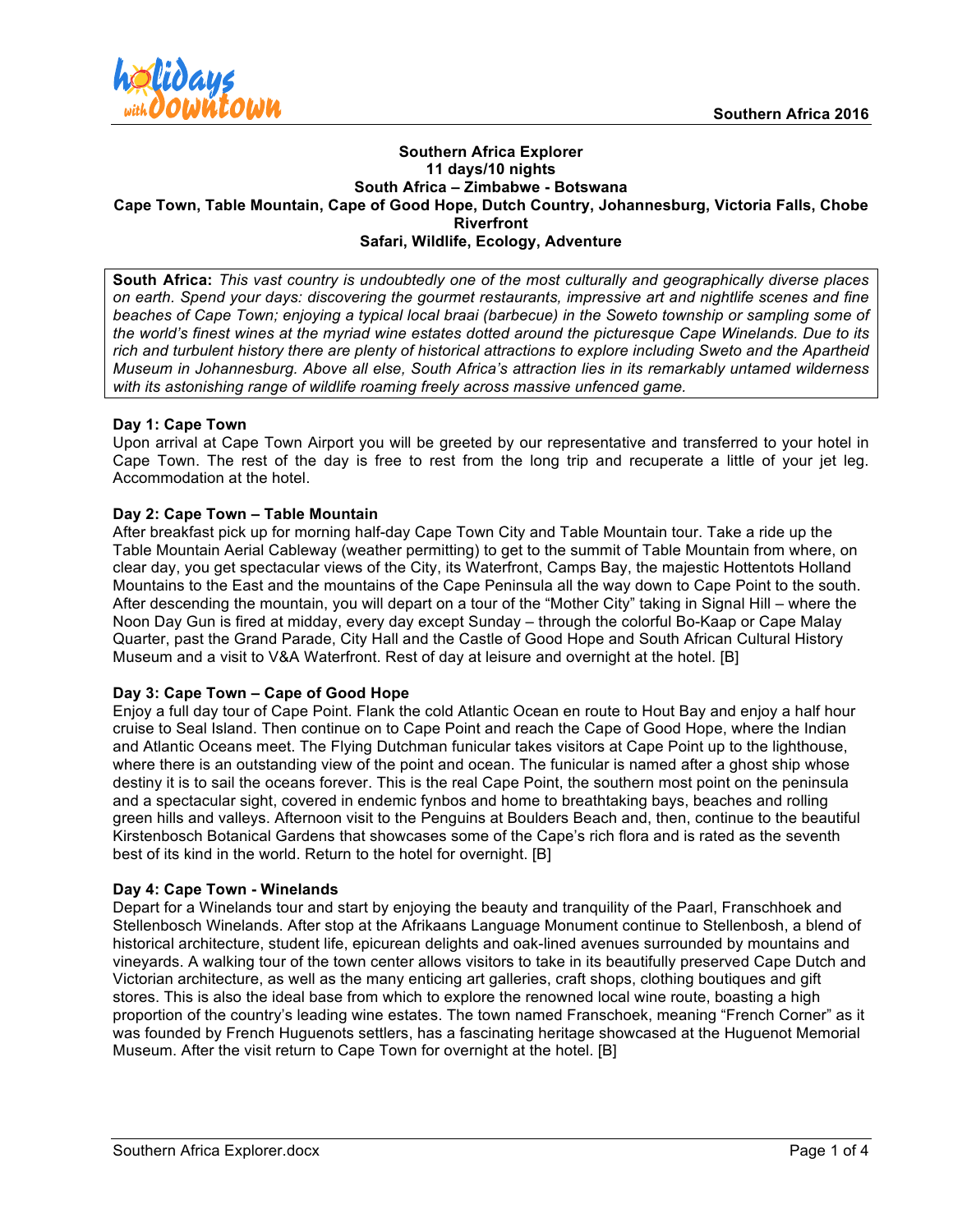# Southern Africa Explorer

**11 days/10 nights**

**South Africa – Zimbabwe - Botswana**

**Cape Town, Table Mountain, Cape of Good Hope, Dutch Country, Johannesburg, Victoria Falls, Chobe Riverfront**

**Safari, Wildlife, Ecology, Adventure**

**South Africa:** *This vast country is undoubtedly one of the most culturally and geographically diverse places on earth. Spend your days: discovering the gourmet restaurants, impressive art and nightlife scenes and fine beaches of Cape Town; enjoying a typical local braai (barbecue) in the Soweto township or sampling some of the world's finest wines at the myriad wine estates dotted around the picturesque Cape Winelands. Due to its rich and turbulent history there are plenty of historical attractions to explore including Sweto and the Apartheid Museum in Johannesburg. Above all else, South Africa's attraction lies in its remarkably untamed wilderness with its astonishing range of wildlife roaming freely across massive unfenced game.*

### Day 1: Cape Town

Upon arrival at Cape Town Airport you will be greeted by our representative and transferred to your hotel in Cape Town. The rest of the day is free to rest from the long trip and recuperate a little of your jet leg. Accommodation at the hotel.

### Day 2: Cape Town – Table Mountain

After breakfast pick up for morning half-day Cape Town City and Table Mountain tour. Take a ride up the Table Mountain Aerial Cableway (weather permitting) to get to the summit of Table Mountain from where, on clear day, you get spectacular views of the City, its Waterfront, Camps Bay, the majestic Hottentots Holland Mountains to the East and the mountains of the Cape Peninsula all the way down to Cape Point to the south. After descending the mountain, you will depart on a tour of the "Mother City" taking in Signal Hill – where the Noon Day Gun is fired at midday, every day except Sunday – through the colorful Bo-Kaap or Cape Malay Quarter, past the Grand Parade, City Hall and the Castle of Good Hope and South African Cultural History Museum and a visit to V&A Waterfront. Rest of day at leisure and overnight at the hotel. [B]

### Day 3: Cape Town – Cape of Good Hope

Enjoy a full day tour of Cape Point. Flank the cold Atlantic Ocean en route to Hout Bay and enjoy a half hour cruise to Seal Island. Then continue on to Cape Point and reach the Cape of Good Hope, where the Indian and Atlantic Oceans meet. The Flying Dutchman funicular takes visitors at Cape Point up to the lighthouse, where there is an outstanding view of the point and ocean. The funicular is named after a ghost ship whose destiny it is to sail the oceans forever. This is the real Cape Point, the southern most point on the peninsula and a spectacular sight, covered in endemic fynbos and home to breathtaking bays, beaches and rolling green hills and valleys. Afternoon visit to the Penguins at Boulders Beach and, then, continue to the beautiful Kirstenbosch Botanical Gardens that showcases some of the Cape's rich flora and is rated as the seventh best of its kind in the world. Return to the hotel for overnight. [B]

### Day 4: Cape Town - Winelands

Depart for a Winelands tour and start by enjoying the beauty and tranquility of the Paarl, Franschhoek and Stellenbosch Winelands. After stop at the Afrikaans Language Monument continue to Stellenbosh, a blend of historical architecture, student life, epicurean delights and oak-lined avenues surrounded by mountains and vineyards. A walking tour of the town center allows visitors to take in its beautifully preserved Cape Dutch and Victorian architecture, as well as the many enticing art galleries, craft shops, clothing boutiques and gift stores. This is also the ideal base from which to explore the renowned local wine route, boasting a high proportion of the country's leading wine estates. The town named Franschoek, meaning "French Corner" as it was founded by French Huguenots settlers, has a fascinating heritage showcased at the Huguenot Memorial Museum. After the visit return to Cape Town for overnight at the hotel. [B]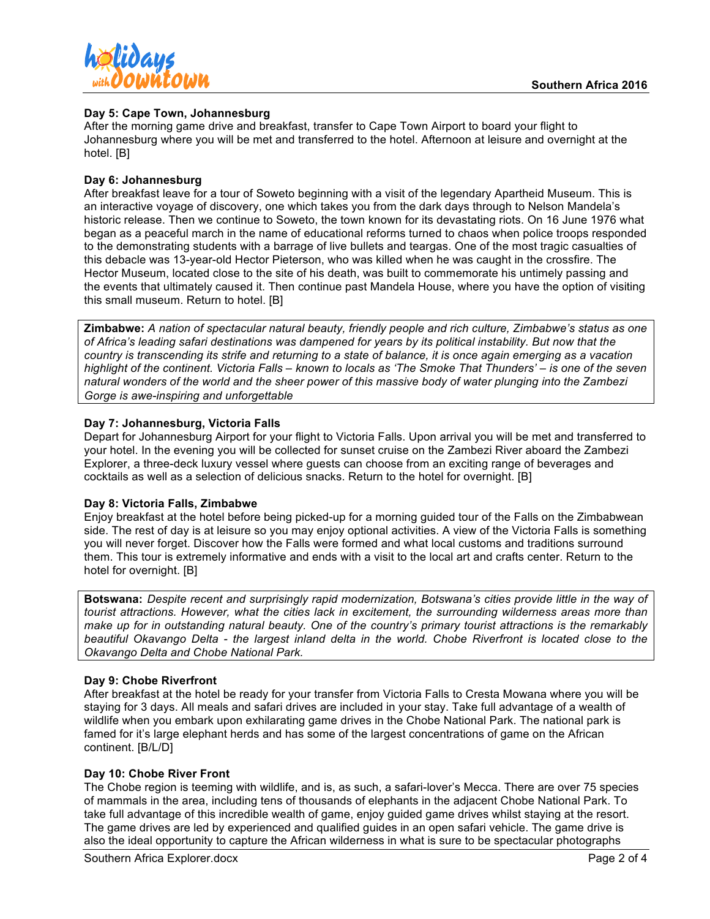**Day 5: Cape Town, Johannesburg**

After the morning game drive and breakfast, transfer to Cape Town Airport to board your flight to Johannesburg where you will be met and transferred to the hotel. Afternoon at leisure and overnight at the hotel. [B]

**Day 6: Johannesburg**

After breakfast leave for a tour of Soweto beginning with a visit of the legendary Apartheid Museum. This is an interactive voyage of discovery, one which takes you from the dark days through to Nelson Mandela's historic release. Then we continue to Soweto, the town known for its devastating riots. On 16 June 1976 what began as a peaceful march in the name of educational reforms turned to chaos when police troops responded to the demonstrating students with a barrage of live bullets and teargas. One of the most tragic casualties of this debacle was 13-year-old Hector Pieterson, who was killed when he was caught in the crossfire. The Hector Museum, located close to the site of his death, was built to commemorate his untimely passing and the events that ultimately caused it. Then continue past Mandela House, where you have the option of visiting this small museum. Return to hotel. [B]

**Zimbabwe:** *A nation of spectacular natural beauty, friendly people and rich culture, Zimbabwe's status as one of Africa's leading safari destinations was dampened for years by its political instability. But now that the country is transcending its strife and returning to a state of balance, it is once again emerging as a vacation highlight of the continent. Victoria Falls – known to locals as 'The Smoke That Thunders' – is one of the seven natural wonders of the world and the sheer power of this massive body of water plunging into the Zambezi Gorge is awe-inspiring and unforgettable*

**Day 7: Johannesburg, Victoria Falls**

Depart for Johannesburg Airport for your flight to Victoria Falls. Upon arrival you will be met and transferred to your hotel. In the evening you will be collected for sunset cruise on the Zambezi River aboard the Zambezi Explorer, a three-deck luxury vessel where guests can choose from an exciting range of beverages and cocktails as well as a selection of delicious snacks. Return to the hotel for overnight. [B]

**Day 8: Victoria Falls, Zimbabwe**

Enjoy breakfast at the hotel before being picked-up for a morning guided tour of the Falls on the Zimbabwean side. The rest of day is at leisure so you may enjoy optional activities. A view of the Victoria Falls is something you will never forget. Discover how the Falls were formed and what local customs and traditions surround them. This tour is extremely informative and ends with a visit to the local art and crafts center. Return to the hotel for overnight. [B]

**Botswana:** *Despite recent and surprisingly rapid modernization, Botswana's cities provide little in the way of tourist attractions. However, what the cities lack in excitement, the surrounding wilderness areas more than make up for in outstanding natural beauty. One of the country's primary tourist attractions is the remarkably beautiful Okavango Delta - the largest inland delta in the world. Chobe Riverfront is located close to the Okavango Delta and Chobe National Park.*

**Day 9: Chobe Riverfront**

After breakfast at the hotel be ready for your transfer from Victoria Falls to Cresta Mowana where you will be staying for 3 days. All meals and safari drives are included in your stay. Take full advantage of a wealth of wildlife when you embark upon exhilarating game drives in the Chobe National Park. The national park is famed for it's large elephant herds and has some of the largest concentrations of game on the African continent. [B/L/D]

**Day 10: Chobe River Front**

The Chobe region is teeming with wildlife, and is, as such, a safari-lover's Mecca. There are over 75 species of mammals in the area, including tens of thousands of elephants in the adjacent Chobe National Park. To take full advantage of this incredible wealth of game, enjoy guided game drives whilst staying at the resort. The game drives are led by experienced and qualified guides in an open safari vehicle. The game drive is also the ideal opportunity to capture the African wilderness in what is sure to be spectacular photographs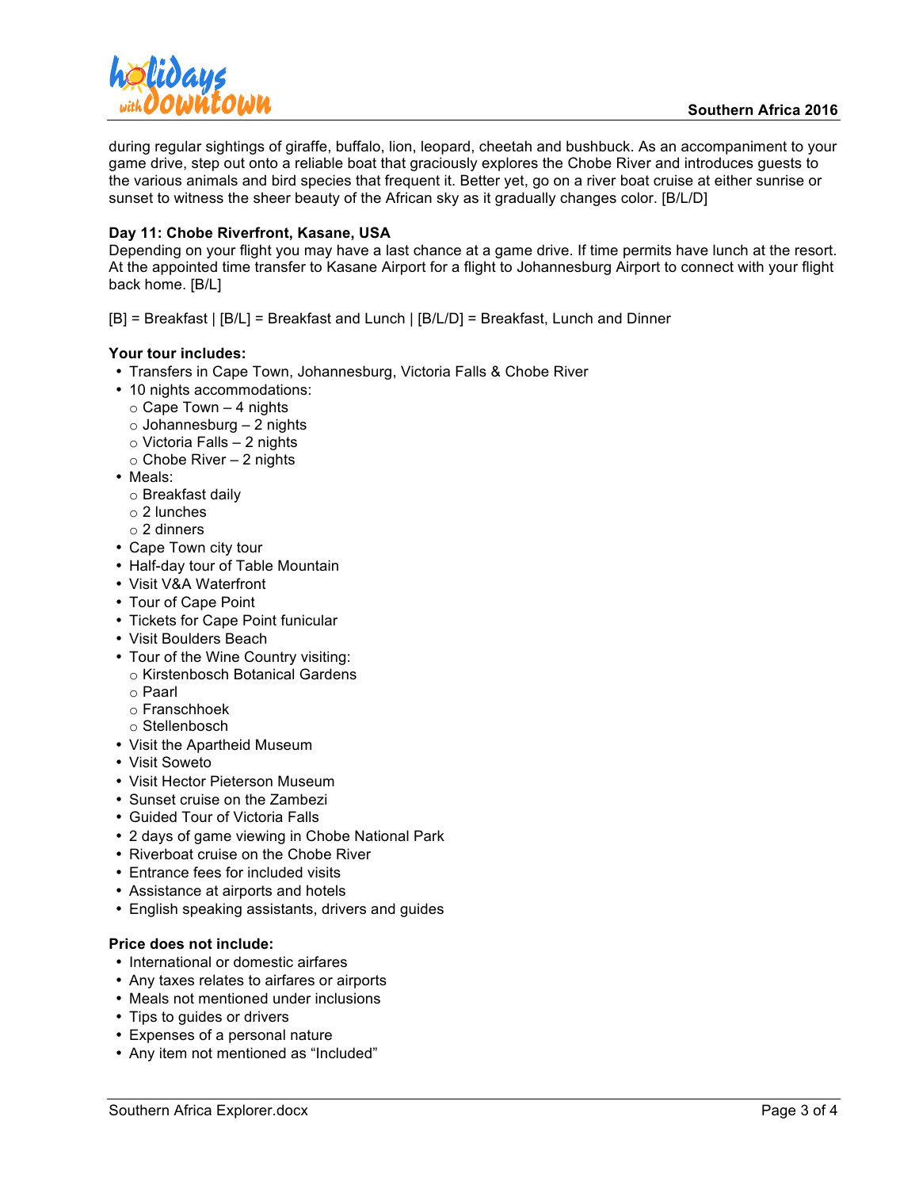during regular sightings of giraffe, buffalo, lion, leopard, cheetah and bushbuck. As an accompaniment to your game drive, step out onto a reliable boat that graciously explores the Chobe River and introduces guests to the various animals and bird species that frequent it. Better yet, go on a river boat cruise at either sunrise or sunset to witness the sheer beauty of the African sky as it gradually changes color. [B/L/D]

**Day 11: Chobe Riverfront, Kasane, USA**
Depending on your flight you may have a last chance at a game drive. If time permits have lunch at the resort. At the appointed time transfer to Kasane Airport for a flight to Johannesburg Airport to connect with your flight back home. [B/L]

[B] = Breakfast | [B/L] = Breakfast and Lunch | [B/L/D] = Breakfast, Lunch and Dinner

**Your tour includes:**

- Transfers in Cape Town, Johannesburg, Victoria Falls & Chobe River
- 10 nights accommodations:
  - Cape Town – 4 nights
  - Johannesburg – 2 nights
  - Victoria Falls – 2 nights
  - Chobe River – 2 nights
- Meals:
  - Breakfast daily
  - 2 lunches
  - 2 dinners
- Cape Town city tour
- Half-day tour of Table Mountain
- Visit V&A Waterfront
- Tour of Cape Point
- Tickets for Cape Point funicular
- Visit Boulders Beach
- Tour of the Wine Country visiting:
  - Kirstenbosch Botanical Gardens
  - Paarl
  - Franschhoek
  - Stellenbosch
- Visit the Apartheid Museum
- Visit Soweto
- Visit Hector Pieterson Museum
- Sunset cruise on the Zambezi
- Guided Tour of Victoria Falls
- 2 days of game viewing in Chobe National Park
- Riverboat cruise on the Chobe River
- Entrance fees for included visits
- Assistance at airports and hotels
- English speaking assistants, drivers and guides

**Price does not include:**

- International or domestic airfares
- Any taxes relates to airfares or airports
- Meals not mentioned under inclusions
- Tips to guides or drivers
- Expenses of a personal nature
- Any item not mentioned as "Included"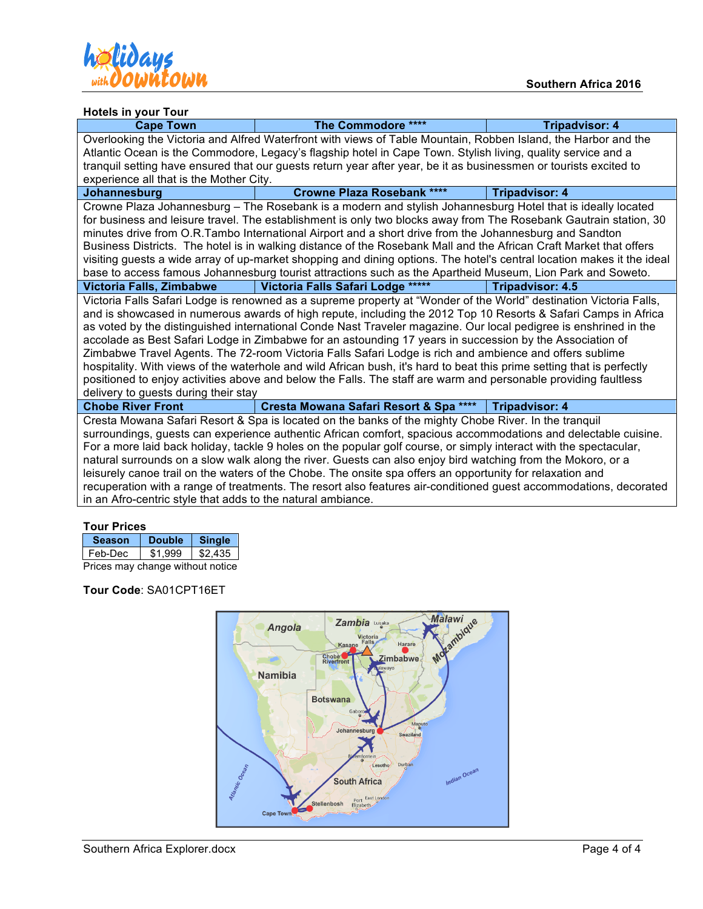**Hotels in your Tour**

| Cape Town | The Commodore **** | Tripadvisor: 4 |
|---|---|---|
| Overlooking the Victoria and Alfred Waterfront with views of Table Mountain, Robben Island, the Harbor and the Atlantic Ocean is the Commodore, Legacy's flagship hotel in Cape Town. Stylish living, quality service and a tranquil setting have ensured that our guests return year after year, be it as businessmen or tourists excited to experience all that is the Mother City. | | |
| **Johannesburg** | **Crowne Plaza Rosebank ****** | **Tripadvisor: 4** |
| Crowne Plaza Johannesburg – The Rosebank is a modern and stylish Johannesburg Hotel that is ideally located for business and leisure travel. The establishment is only two blocks away from The Rosebank Gautrain station, 30 minutes drive from O.R.Tambo International Airport and a short drive from the Johannesburg and Sandton Business Districts. The hotel is in walking distance of the Rosebank Mall and the African Craft Market that offers visiting guests a wide array of up-market shopping and dining options. The hotel's central location makes it the ideal base to access famous Johannesburg tourist attractions such as the Apartheid Museum, Lion Park and Soweto. | | |
| **Victoria Falls, Zimbabwe** | **Victoria Falls Safari Lodge *******| **Tripadvisor: 4.5** |
| Victoria Falls Safari Lodge is renowned as a supreme property at "Wonder of the World" destination Victoria Falls, and is showcased in numerous awards of high repute, including the 2012 Top 10 Resorts & Safari Camps in Africa as voted by the distinguished international Conde Nast Traveler magazine. Our local pedigree is enshrined in the accolade as Best Safari Lodge in Zimbabwe for an astounding 17 years in succession by the Association of Zimbabwe Travel Agents. The 72-room Victoria Falls Safari Lodge is rich and ambience and offers sublime hospitality. With views of the waterhole and wild African bush, it's hard to beat this prime setting that is perfectly positioned to enjoy activities above and below the Falls. The staff are warm and personable providing faultless delivery to guests during their stay | | |
| **Chobe River Front** | **Cresta Mowana Safari Resort & Spa ****** | **Tripadvisor: 4** |
| Cresta Mowana Safari Resort & Spa is located on the banks of the mighty Chobe River. In the tranquil surroundings, guests can experience authentic African comfort, spacious accommodations and delectable cuisine. For a more laid back holiday, tackle 9 holes on the popular golf course, or simply interact with the spectacular, natural surrounds on a slow walk along the river. Guests can also enjoy bird watching from the Mokoro, or a leisurely canoe trail on the waters of the Chobe. The onsite spa offers an opportunity for relaxation and recuperation with a range of treatments. The resort also features air-conditioned guest accommodations, decorated in an Afro-centric style that adds to the natural ambiance. | | |

**Tour Prices**

| Season | Double | Single |
|---|---|---|
| Feb-Dec | $1,999 | $2,435 |

Prices may change without notice

**Tour Code**: SA01CPT16ET

Angola
Zambia
Lusaka
Malawi
Mozambique
Victoria Falls
Kasane
Harare
Chobe Riverfront
Zimbabwe
Bulawayo
Namibia
Botswana
Gaborone
Maputo
Johannesburg
Swaziland
Bloemfontein
Lesotho
Durban
South Africa
Atlantic Ocean
Indian Ocean
Stellenbosch
Port Elizabeth
East London
Cape Town